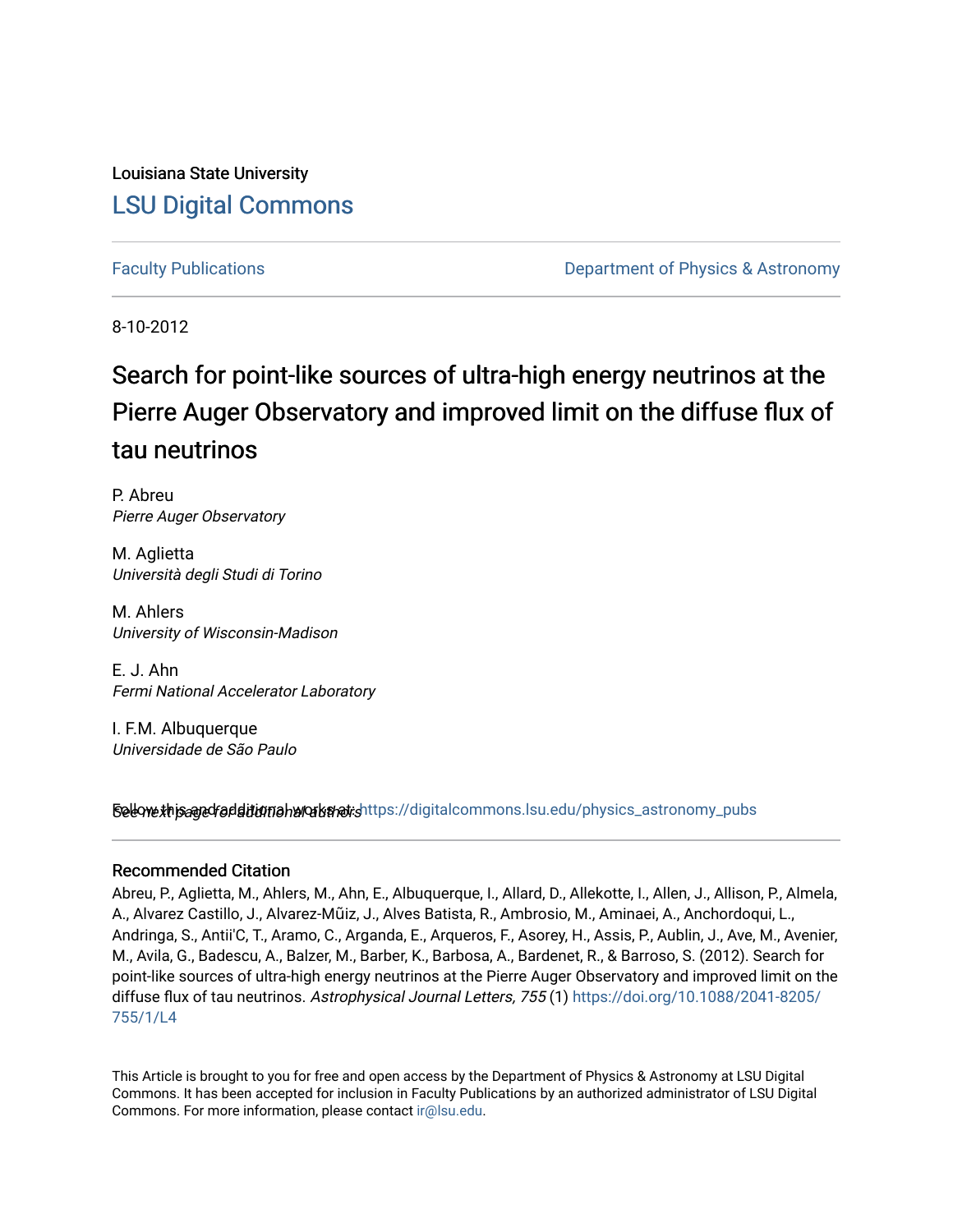Louisiana State University

# LSU Digital Commons

Faculty Publications

Department of Physics & Astronomy

8-10-2012

# Search for point-like sources of ultra-high energy neutrinos at the Pierre Auger Observatory and improved limit on the diffuse flux of tau neutrinos

P. Abreu
*Pierre Auger Observatory*

M. Aglietta
*Università degli Studi di Torino*

M. Ahlers
*University of Wisconsin-Madison*

E. J. Ahn
*Fermi National Accelerator Laboratory*

I. F.M. Albuquerque
*Universidade de São Paulo*

See next page for additional authors

Follow this and additional works at: https://digitalcommons.lsu.edu/physics_astronomy_pubs

## Recommended Citation

Abreu, P., Aglietta, M., Ahlers, M., Ahn, E., Albuquerque, I., Allard, D., Allekotte, I., Allen, J., Allison, P., Almela, A., Alvarez Castillo, J., Alvarez-Mũiz, J., Alves Batista, R., Ambrosio, M., Aminaei, A., Anchordoqui, L., Andringa, S., Antii'C, T., Aramo, C., Arganda, E., Arqueros, F., Asorey, H., Assis, P., Aublin, J., Ave, M., Avenier, M., Avila, G., Badescu, A., Balzer, M., Barber, K., Barbosa, A., Bardenet, R., & Barroso, S. (2012). Search for point-like sources of ultra-high energy neutrinos at the Pierre Auger Observatory and improved limit on the diffuse flux of tau neutrinos. *Astrophysical Journal Letters, 755* (1) https://doi.org/10.1088/2041-8205/755/1/L4

This Article is brought to you for free and open access by the Department of Physics & Astronomy at LSU Digital Commons. It has been accepted for inclusion in Faculty Publications by an authorized administrator of LSU Digital Commons. For more information, please contact ir@lsu.edu.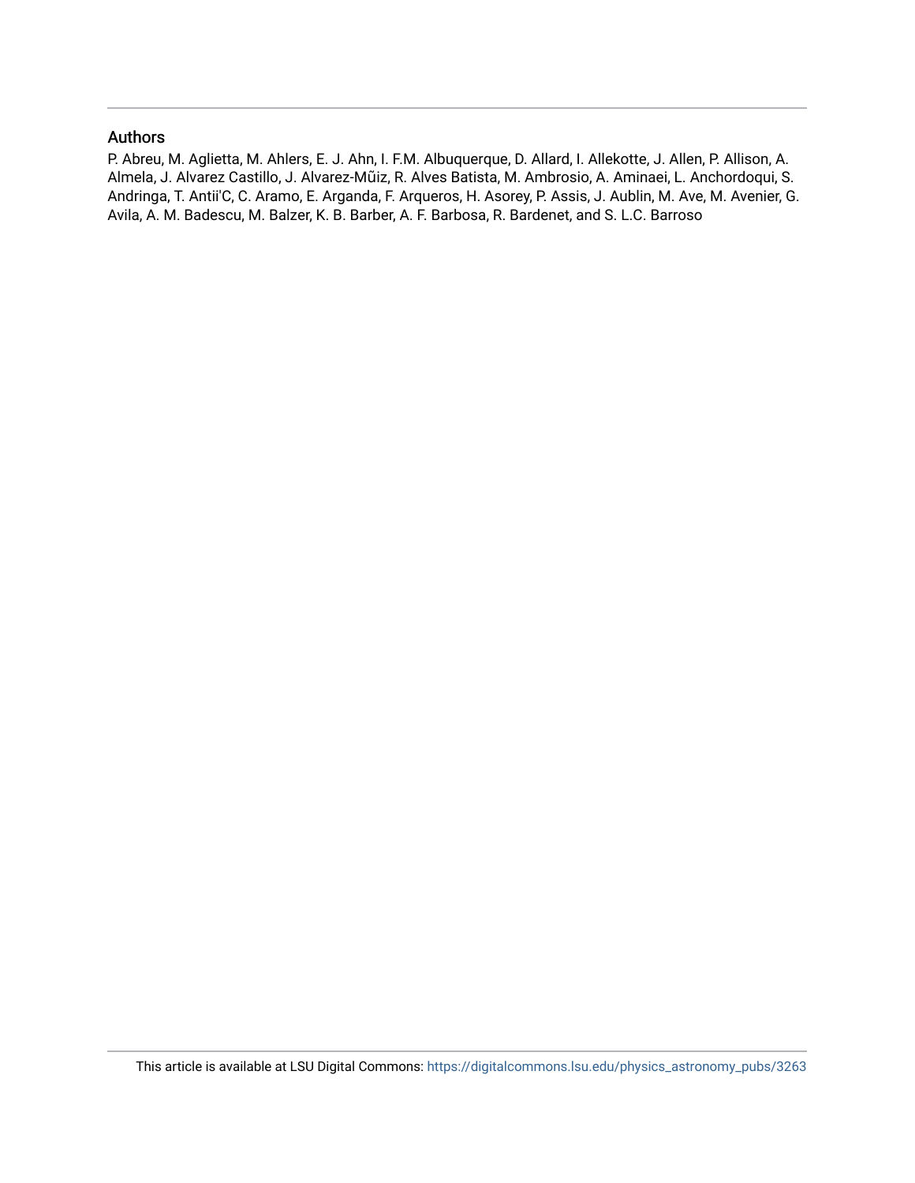## Authors

P. Abreu, M. Aglietta, M. Ahlers, E. J. Ahn, I. F.M. Albuquerque, D. Allard, I. Allekotte, J. Allen, P. Allison, A. Almela, J. Alvarez Castillo, J. Alvarez-Mũiz, R. Alves Batista, M. Ambrosio, A. Aminaei, L. Anchordoqui, S. Andringa, T. Antii'C, C. Aramo, E. Arganda, F. Arqueros, H. Asorey, P. Assis, J. Aublin, M. Ave, M. Avenier, G. Avila, A. M. Badescu, M. Balzer, K. B. Barber, A. F. Barbosa, R. Bardenet, and S. L.C. Barroso

This article is available at LSU Digital Commons: https://digitalcommons.lsu.edu/physics_astronomy_pubs/3263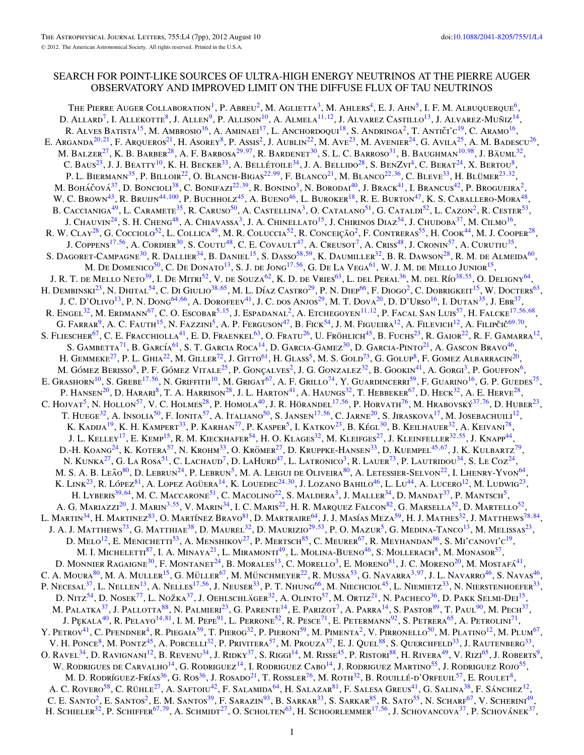# SEARCH FOR POINT-LIKE SOURCES OF ULTRA-HIGH ENERGY NEUTRINOS AT THE PIERRE AUGER OBSERVATORY AND IMPROVED LIMIT ON THE DIFFUSE FLUX OF TAU NEUTRINOS

The Pierre Auger Collaboration[1], P. Abreu[2], M. Aglietta[3], M. Ahlers[4], E. J. Ahn[5], I. F. M. Albuquerque[6], D. Allard[7], I. Allekotte[8], J. Allen[9], P. Allison[10], A. Almela[11,12], J. Alvarez Castillo[13], J. Alvarez-Muñiz[14], R. Alves Batista[15], M. Ambrosio[16], A. Aminaei[17], L. Anchordoqui[18], S. Andringa[2], T. Antiči'c[19], C. Aramo[16], E. Arganda[20,21], F. Arqueros[21], H. Asorey[8], P. Assis[2], J. Aublin[22], M. Ave[23], M. Avenier[24], G. Avila[25], A. M. Badescu[26], M. Balzer[27], K. B. Barber[28], A. F. Barbosa[29,97], R. Bardenet[30], S. L. C. Barroso[31], B. Baughman[10,98], J. Bäuml[32], C. Baus[23], J. J. Beatty[10], K. H. Becker[33], A. Bellétoile[34], J. A. Bellido[28], S. BenZvi[4], C. Berat[24], X. Bertou[8], P. L. Biermann[35], P. Billoir[22], O. Blanch-Bigas[22,99], F. Blanco[21], M. Blanco[22,36], C. Bleve[33], H. Blümer[23,32], M. Boháčová[37], D. Boncioli[38], C. Bonifazi[22,39], R. Bonino[3], N. Borodai[40], J. Brack[41], I. Brancus[42], P. Brogueira[2], W. C. Brown[43], R. Bruijn[44,100], P. Buchholz[45], A. Bueno[46], L. Buroker[18], R. E. Burton[47], K. S. Caballero-Mora[48], B. Caccianiga[49], L. Caramete[35], R. Caruso[50], A. Castellina[3], O. Catalano[51], G. Cataldi[52], L. Cazon[2], R. Cester[53], J. Chauvin[24], S. H. Cheng[48], A. Chiavassa[3], J. A. Chinellato[15], J. Chirinos Diaz[54], J. Chudoba[37], M. Cilmo[16], R. W. Clay[28], G. Cocciolo[52], L. Collica[49], M. R. Coluccia[52], R. Conceição[2], F. Contreras[55], H. Cook[44], M. J. Cooper[28], J. Coppens[17,56], A. Cordier[30], S. Coutu[48], C. E. Covault[47], A. Creusot[7], A. Criss[48], J. Cronin[57], A. Curutiu[35], S. Dagoret-Campagne[30], R. Dallier[34], B. Daniel[15], S. Dasso[58,59], K. Daumiller[32], B. R. Dawson[28], R. M. de Almeida[60], M. De Domenico[50], C. De Donato[13], S. J. de Jong[17,56], G. De La Vega[61], W. J. M. de Mello Junior[15], J. R. T. de Mello Neto[39], I. De Mitri[52], V. de Souza[62], K. D. de Vries[63], L. del Peral[36], M. del Río[38,55], O. Deligny[64], H. Dembinski[23], N. Dhital[54], C. Di Giulio[38,65], M. L. Díaz Castro[29], P. N. Diep[66], F. Diogo[2], C. Dobrigkeit[15], W. Docters[63], J. C. D'Olivo[13], P. N. Dong[64,66], A. Dorofeev[41], J. C. dos Anjos[29], M. T. Dova[20], D. D'Urso[16], I. Dutan[35], J. Ebr[37], R. Engel[32], M. Erdmann[67], C. O. Escobar[5,15], J. Espadanal[2], A. Etchegoyen[11,12], P. Facal San Luis[57], H. Falcke[17,56,68], G. Farrar[9], A. C. Fauth[15], N. Fazzini[5], A. P. Ferguson[47], B. Fick[54], J. M. Figueira[12], A. Filevich[12], A. Filipčič[69,70], S. Fliescher[67], C. E. Fracchiolla[41], E. D. Fraenkel[63], O. Fratu[26], U. Fröhlich[45], B. Fuchs[23], R. Gaior[22], R. F. Gamarra[12], S. Gambetta[71], B. García[61], S. T. Garcia Roca[14], D. Garcia-Gamez[30], D. Garcia-Pinto[21], A. Gascon Bravo[46], H. Gemmeke[27], P. L. Ghia[22], M. Giller[72], J. Gitto[61], H. Glass[5], M. S. Gold[73], G. Golup[8], F. Gomez Albarracin[20], M. Gómez Berisso[8], P. F. Gómez Vitale[25], P. Gonçalves[2], J. G. Gonzalez[32], B. Gookin[41], A. Gorgi[3], P. Gouffon[6], E. Grashorn[10], S. Grebe[17,56], N. Griffith[10], M. Grigat[67], A. F. Grillo[74], Y. Guardincerri[59], F. Guarino[16], G. P. Guedes[75], P. Hansen[20], D. Harari[8], T. A. Harrison[28], J. L. Harton[41], A. Haungs[32], T. Hebbeker[67], D. Heck[32], A. E. Herve[28], C. Hojvat[5], N. Hollon[57], V. C. Holmes[28], P. Homola[40], J. R. Hörandel[17,56], P. Horvath[76], M. Hrabovský[37,76], D. Huber[23], T. Huege[32], A. Insolia[50], F. Ionita[57], A. Italiano[50], S. Jansen[17,56], C. Jarne[20], S. Jiraskova[17], M. Josebachuili[12], K. Kadija[19], K. H. Kampert[33], P. Karhan[77], P. Kasper[5], I. Katkov[23], B. Kégl[30], B. Keilhauer[32], A. Keivani[78], J. L. Kelley[17], E. Kemp[15], R. M. Kieckhafer[54], H. O. Klages[32], M. Kleifges[27], J. Kleinfeller[32,55], J. Knapp[44], D.-H. Koang[24], K. Kotera[57], N. Krohm[33], O. Krömer[27], D. Kruppke-Hansen[33], D. Kuempel[45,67], J. K. Kulbartz[79], N. Kunka[27], G. La Rosa[51], C. Lachaud[7], D. LaHurd[47], L. Latronico[3], R. Lauer[73], P. Lautridou[34], S. Le Coz[24], M. S. A. B. Leão[80], D. Lebrun[24], P. Lebrun[5], M. A. Leigui de Oliveira[80], A. Letessier-Selvon[22], I. Lhenry-Yvon[64], K. Link[23], R. López[81], A. Lopez Agüera[14], K. Louedec[24,30], J. Lozano Bahilo[46], L. Lu[44], A. Lucero[12], M. Ludwig[23], H. Lyberis[39,64], M. C. Maccarone[51], C. Macolino[22], S. Maldera[3], J. Maller[34], D. Mandat[37], P. Mantsch[5], A. G. Mariazzi[20], J. Marin[3,55], V. Marin[34], I. C. Maris[22], H. R. Marquez Falcon[82], G. Marsella[52], D. Martello[52], L. Martin[34], H. Martinez[83], O. Martínez Bravo[81], D. Martraire[64], J. J. Masías Meza[59], H. J. Mathes[32], J. Matthews[78,84], J. A. J. Matthews[73], G. Matthiae[38], D. Maurel[32], D. Maurizio[29,53], P. O. Mazur[5], G. Medina-Tanco[13], M. Melissas[23], D. Melo[12], E. Menichetti[53], A. Menshikov[27], P. Mertsch[85], C. Meurer[67], R. Meyhandan[86], S. Mi'canovi'c[19], M. I. Micheletti[87], I. A. Minaya[21], L. Miramonti[49], L. Molina-Bueno[46], S. Mollerach[8], M. Monasor[57], D. Monnier Ragaigne[30], F. Montanet[24], B. Morales[13], C. Morello[3], E. Moreno[81], J. C. Moreno[20], M. Mostafá[41], C. A. Moura[80], M. A. Muller[15], G. Müller[67], M. Münchmeyer[22], R. Mussa[53], G. Navarra[3,97], J. L. Navarro[46], S. Navas[46], P. Necesal[37], L. Nellen[13], A. Nelles[17,56], J. Neuser[33], P. T. Nhung[66], M. Niechciol[45], L. Niemietz[33], N. Nierstenhoefer[33], D. Nitz[54], D. Nosek[77], L. Nožka[37], J. Oehlschläger[32], A. Olinto[57], M. Ortiz[21], N. Pacheco[36], D. Pakk Selmi-Dei[15], M. Palatka[37], J. Pallotta[88], N. Palmieri[23], G. Parente[14], E. Parizot[7], A. Parra[14], S. Pastor[89], T. Paul[90], M. Pech[37], J. Pękala[40], R. Pelayo[14,81], I. M. Pepe[91], L. Perrone[52], R. Pesce[71], E. Petermann[92], S. Petrera[65], A. Petrolini[71], Y. Petrov[41], C. Pfendner[4], R. Piegaia[59], T. Pierog[32], P. Pieroni[59], M. Pimenta[2], V. Pirronello[50], M. Platino[12], M. Plum[67], V. H. Ponce[8], M. Pontz[45], A. Porcelli[32], P. Privitera[57], M. Prouza[37], E. J. Quel[88], S. Querchfeld[33], J. Rautenberg[33], O. Ravel[34], D. Ravignani[12], B. Revenu[34], J. Ridky[37], S. Riggi[14], M. Risse[45], P. Ristori[88], H. Rivera[49], V. Rizi[65], J. Roberts[9], W. Rodrigues de Carvalho[14], G. Rodriguez[14], I. Rodriguez Cabo[14], J. Rodriguez Martino[55], J. Rodriguez Rojo[55], M. D. Rodríguez-Frías[36], G. Ros[36], J. Rosado[21], T. Rossler[76], M. Roth[32], B. Rouillé-d'Orfeuil[57], E. Roulet[8], A. C. Rovero[58], C. Rühle[27], A. Saftoiu[42], F. Salamida[64], H. Salazar[81], F. Salesa Greus[41], G. Salina[38], F. Sánchez[12], C. E. Santo[2], E. Santos[2], E. M. Santos[39], F. Sarazin[93], B. Sarkar[33], S. Sarkar[85], R. Sato[55], N. Scharf[67], V. Scherini[49], H. Schieler[32], P. Schiffer[67,79], A. Schmidt[27], O. Scholten[63], H. Schoorlemmer[17,56], J. Schovancova[37], P. Schovánek[37],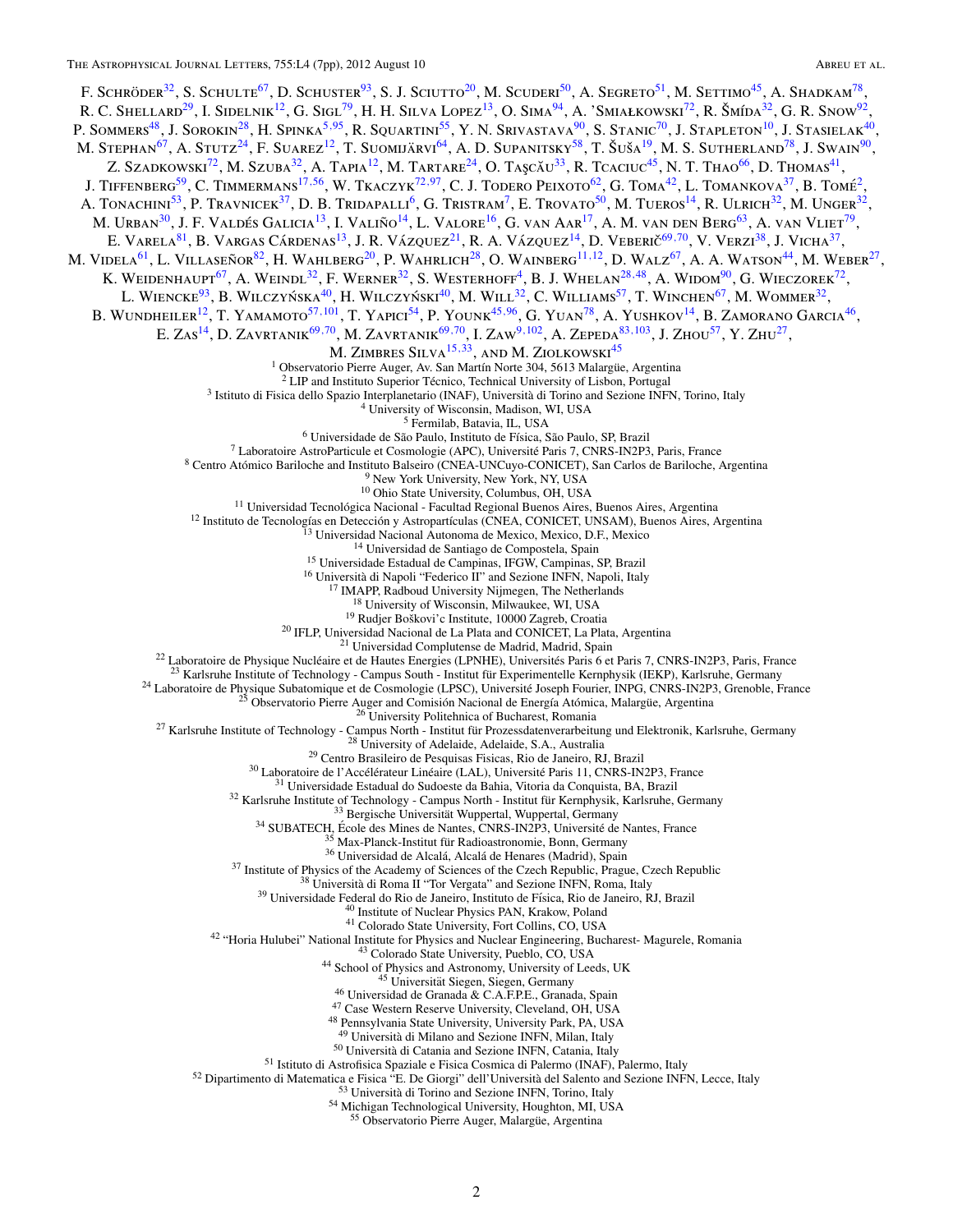F. Schröder[32], S. Schulte[67], D. Schuster[93], S. J. Sciutto[20], M. Scuderi[50], A. Segreto[51], M. Settimo[45], A. Shadkam[78], R. C. Shellard[29], I. Sidelnik[12], G. Sigl[79], H. H. Silva Lopez[13], O. Sima[94], A. 'Smiałkowski[72], R. Šmída[32], G. R. Snow[92], P. Sommers[48], J. Sorokin[28], H. Spinka[5,95], R. Squartini[55], Y. N. Srivastava[90], S. Stanic[70], J. Stapleton[10], J. Stasielak[40], M. Stephan[67], A. Stutz[24], F. Suarez[12], T. Suomijärvi[64], A. D. Supanitsky[58], T. Šuša[19], M. S. Sutherland[78], J. Swain[90], Z. Szadkowski[72], M. Szuba[32], A. Tapia[12], M. Tartare[24], O. Taşcău[33], R. Tcaciuc[45], N. T. Thao[66], D. Thomas[41], J. Tiffenberg[59], C. Timmermans[17,56], W. Tkaczyk[72,97], C. J. Todero Peixoto[62], G. Toma[42], L. Tomankova[37], B. Tomé[2], A. Tonachini[53], P. Travnicek[37], D. B. Tridapalli[6], G. Tristram[7], E. Trovato[50], M. Tueros[14], R. Ulrich[32], M. Unger[32], M. Urban[30], J. F. Valdés Galicia[13], I. Valiño[14], L. Valore[16], G. van Aar[17], A. M. van den Berg[63], A. van Vliet[79], E. Varela[81], B. Vargas Cárdenas[13], J. R. Vázquez[21], R. A. Vázquez[14], D. Veberič[69,70], V. Verzi[38], J. Vicha[37], M. Videla[61], L. Villaseñor[82], H. Wahlberg[20], P. Wahrlich[28], O. Wainberg[11,12], D. Walz[67], A. A. Watson[44], M. Weber[27], K. Weidenhaupt[67], A. Weindl[32], F. Werner[32], S. Westerhoff[4], B. J. Whelan[28,48], A. Widom[90], G. Wieczorek[72], L. Wiencke[93], B. Wilczyńska[40], H. Wilczyński[40], M. Will[32], C. Williams[57], T. Winchen[67], M. Wommer[32], B. Wundheiler[12], T. Yamamoto[57,101], T. Yapici[54], P. Younk[45,96], G. Yuan[78], A. Yushkov[14], B. Zamorano Garcia[46], E. Zas[14], D. Zavrtanik[69,70], M. Zavrtanik[69,70], I. Zaw[9,102], A. Zepeda[83,103], J. Zhou[57], Y. Zhu[27], M. Zimbres Silva[15,33], and M. Ziolkowski[45]

[1] Observatorio Pierre Auger, Av. San Martín Norte 304, 5613 Malargüe, Argentina
[2] LIP and Instituto Superior Técnico, Technical University of Lisbon, Portugal
[3] Istituto di Fisica dello Spazio Interplanetario (INAF), Università di Torino and Sezione INFN, Torino, Italy
[4] University of Wisconsin, Madison, WI, USA
[5] Fermilab, Batavia, IL, USA
[6] Universidade de São Paulo, Instituto de Física, São Paulo, SP, Brazil
[7] Laboratoire AstroParticule et Cosmologie (APC), Université Paris 7, CNRS-IN2P3, Paris, France
[8] Centro Atómico Bariloche and Instituto Balseiro (CNEA-UNCuyo-CONICET), San Carlos de Bariloche, Argentina
[9] New York University, New York, NY, USA
[10] Ohio State University, Columbus, OH, USA
[11] Universidad Tecnológica Nacional - Facultad Regional Buenos Aires, Buenos Aires, Argentina
[12] Instituto de Tecnologías en Detección y Astropartículas (CNEA, CONICET, UNSAM), Buenos Aires, Argentina
[13] Universidad Nacional Autonoma de Mexico, Mexico, D.F., Mexico
[14] Universidad de Santiago de Compostela, Spain
[15] Universidade Estadual de Campinas, IFGW, Campinas, SP, Brazil
[16] Università di Napoli "Federico II" and Sezione INFN, Napoli, Italy
[17] IMAPP, Radboud University Nijmegen, The Netherlands
[18] University of Wisconsin, Milwaukee, WI, USA
[19] Rudjer Boškovi'c Institute, 10000 Zagreb, Croatia
[20] IFLP, Universidad Nacional de La Plata and CONICET, La Plata, Argentina
[21] Universidad Complutense de Madrid, Madrid, Spain
[22] Laboratoire de Physique Nucléaire et de Hautes Energies (LPNHE), Universités Paris 6 et Paris 7, CNRS-IN2P3, Paris, France
[23] Karlsruhe Institute of Technology - Campus South - Institut für Experimentelle Kernphysik (IEKP), Karlsruhe, Germany
[24] Laboratoire de Physique Subatomique et de Cosmologie (LPSC), Université Joseph Fourier, INPG, CNRS-IN2P3, Grenoble, France
[25] Observatorio Pierre Auger and Comisión Nacional de Energía Atómica, Malargüe, Argentina
[26] University Politehnica of Bucharest, Romania
[27] Karlsruhe Institute of Technology - Campus North - Institut für Prozessdatenverarbeitung und Elektronik, Karlsruhe, Germany
[28] University of Adelaide, Adelaide, S.A., Australia
[29] Centro Brasileiro de Pesquisas Fisicas, Rio de Janeiro, RJ, Brazil
[30] Laboratoire de l'Accélérateur Linéaire (LAL), Université Paris 11, CNRS-IN2P3, France
[31] Universidade Estadual do Sudoeste da Bahia, Vitoria da Conquista, BA, Brazil
[32] Karlsruhe Institute of Technology - Campus North - Institut für Kernphysik, Karlsruhe, Germany
[33] Bergische Universität Wuppertal, Wuppertal, Germany
[34] SUBATECH, École des Mines de Nantes, CNRS-IN2P3, Université de Nantes, France
[35] Max-Planck-Institut für Radioastronomie, Bonn, Germany
[36] Universidad de Alcalá, Alcalá de Henares (Madrid), Spain
[37] Institute of Physics of the Academy of Sciences of the Czech Republic, Prague, Czech Republic
[38] Università di Roma II "Tor Vergata" and Sezione INFN, Roma, Italy
[39] Universidade Federal do Rio de Janeiro, Instituto de Física, Rio de Janeiro, RJ, Brazil
[40] Institute of Nuclear Physics PAN, Krakow, Poland
[41] Colorado State University, Fort Collins, CO, USA
[42] "Horia Hulubei" National Institute for Physics and Nuclear Engineering, Bucharest- Magurele, Romania
[43] Colorado State University, Pueblo, CO, USA
[44] School of Physics and Astronomy, University of Leeds, UK
[45] Universität Siegen, Siegen, Germany
[46] Universidad de Granada & C.A.F.P.E., Granada, Spain
[47] Case Western Reserve University, Cleveland, OH, USA
[48] Pennsylvania State University, University Park, PA, USA
[49] Università di Milano and Sezione INFN, Milan, Italy
[50] Università di Catania and Sezione INFN, Catania, Italy
[51] Istituto di Astrofisica Spaziale e Fisica Cosmica di Palermo (INAF), Palermo, Italy
[52] Dipartimento di Matematica e Fisica "E. De Giorgi" dell'Università del Salento and Sezione INFN, Lecce, Italy
[53] Università di Torino and Sezione INFN, Torino, Italy
[54] Michigan Technological University, Houghton, MI, USA
[55] Observatorio Pierre Auger, Malargüe, Argentina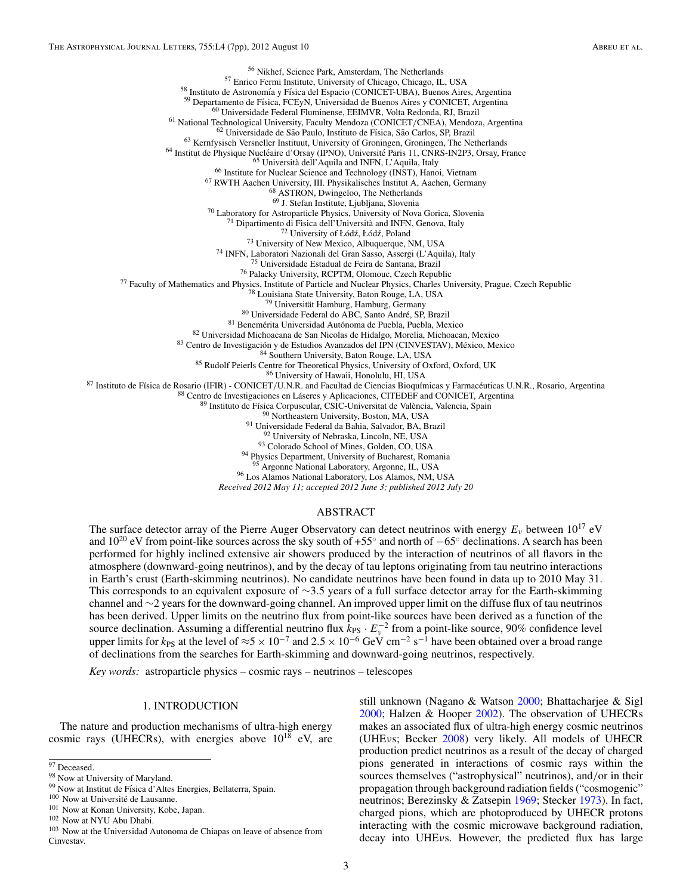[56] Nikhef, Science Park, Amsterdam, The Netherlands
[57] Enrico Fermi Institute, University of Chicago, Chicago, IL, USA
[58] Instituto de Astronomía y Física del Espacio (CONICET-UBA), Buenos Aires, Argentina
[59] Departamento de Física, FCEyN, Universidad de Buenos Aires y CONICET, Argentina
[60] Universidade Federal Fluminense, EEIMVR, Volta Redonda, RJ, Brazil
[61] National Technological University, Faculty Mendoza (CONICET/CNEA), Mendoza, Argentina
[62] Universidade de São Paulo, Instituto de Física, São Carlos, SP, Brazil
[63] Kernfysisch Versneller Instituut, University of Groningen, Groningen, The Netherlands
[64] Institut de Physique Nucléaire d'Orsay (IPNO), Université Paris 11, CNRS-IN2P3, Orsay, France
[65] Università dell'Aquila and INFN, L'Aquila, Italy
[66] Institute for Nuclear Science and Technology (INST), Hanoi, Vietnam
[67] RWTH Aachen University, III. Physikalisches Institut A, Aachen, Germany
[68] ASTRON, Dwingeloo, The Netherlands
[69] J. Stefan Institute, Ljubljana, Slovenia
[70] Laboratory for Astroparticle Physics, University of Nova Gorica, Slovenia
[71] Dipartimento di Fisica dell'Università and INFN, Genova, Italy
[72] University of Łódź, Łódź, Poland
[73] University of New Mexico, Albuquerque, NM, USA
[74] INFN, Laboratori Nazionali del Gran Sasso, Assergi (L'Aquila), Italy
[75] Universidade Estadual de Feira de Santana, Brazil
[76] Palacky University, RCPTM, Olomouc, Czech Republic
[77] Faculty of Mathematics and Physics, Institute of Particle and Nuclear Physics, Charles University, Prague, Czech Republic
[78] Louisiana State University, Baton Rouge, LA, USA
[79] Universität Hamburg, Hamburg, Germany
[80] Universidade Federal do ABC, Santo André, SP, Brazil
[81] Benemérita Universidad Autónoma de Puebla, Puebla, Mexico
[82] Universidad Michoacana de San Nicolas de Hidalgo, Morelia, Michoacan, Mexico
[83] Centro de Investigación y de Estudios Avanzados del IPN (CINVESTAV), México, Mexico
[84] Southern University, Baton Rouge, LA, USA
[85] Rudolf Peierls Centre for Theoretical Physics, University of Oxford, Oxford, UK
[86] University of Hawaii, Honolulu, HI, USA
[87] Instituto de Física de Rosario (IFIR) - CONICET/U.N.R. and Facultad de Ciencias Bioquímicas y Farmacéuticas U.N.R., Rosario, Argentina
[88] Centro de Investigaciones en Láseres y Aplicaciones, CITEDEF and CONICET, Argentina
[89] Instituto de Física Corpuscular, CSIC-Universitat de València, Valencia, Spain
[90] Northeastern University, Boston, MA, USA
[91] Universidade Federal da Bahia, Salvador, BA, Brazil
[92] University of Nebraska, Lincoln, NE, USA
[93] Colorado School of Mines, Golden, CO, USA
[94] Physics Department, University of Bucharest, Romania
[95] Argonne National Laboratory, Argonne, IL, USA
[96] Los Alamos National Laboratory, Los Alamos, NM, USA

*Received 2012 May 11; accepted 2012 June 3; published 2012 July 20*

## ABSTRACT

The surface detector array of the Pierre Auger Observatory can detect neutrinos with energy $E_\nu$ between $10^{17}$ eV and $10^{20}$ eV from point-like sources across the sky south of $+55^\circ$ and north of $-65^\circ$ declinations. A search has been performed for highly inclined extensive air showers produced by the interaction of neutrinos of all flavors in the atmosphere (downward-going neutrinos), and by the decay of tau leptons originating from tau neutrino interactions in Earth's crust (Earth-skimming neutrinos). No candidate neutrinos have been found in data up to 2010 May 31. This corresponds to an equivalent exposure of $\sim$3.5 years of a full surface detector array for the Earth-skimming channel and $\sim$2 years for the downward-going channel. An improved upper limit on the diffuse flux of tau neutrinos has been derived. Upper limits on the neutrino flux from point-like sources have been derived as a function of the source declination. Assuming a differential neutrino flux $k_{\rm PS} \cdot E_\nu^{-2}$ from a point-like source, 90% confidence level upper limits for $k_{\rm PS}$ at the level of $\approx 5 \times 10^{-7}$ and $2.5 \times 10^{-6}$ GeV cm$^{-2}$ s$^{-1}$ have been obtained over a broad range of declinations from the searches for Earth-skimming and downward-going neutrinos, respectively.

*Key words:* astroparticle physics – cosmic rays – neutrinos – telescopes

## 1. INTRODUCTION

The nature and production mechanisms of ultra-high energy cosmic rays (UHECRs), with energies above $10^{18}$ eV, are still unknown (Nagano & Watson 2000; Bhattacharjee & Sigl 2000; Halzen & Hooper 2002). The observation of UHECRs makes an associated flux of ultra-high energy cosmic neutrinos (UHE$\nu$s; Becker 2008) very likely. All models of UHECR production predict neutrinos as a result of the decay of charged pions generated in interactions of cosmic rays within the sources themselves ("astrophysical" neutrinos), and/or in their propagation through background radiation fields ("cosmogenic" neutrinos; Berezinsky & Zatsepin 1969; Stecker 1973). In fact, charged pions, which are photoproduced by UHECR protons interacting with the cosmic microwave background radiation, decay into UHE$\nu$s. However, the predicted flux has large

[97] Deceased.
[98] Now at University of Maryland.
[99] Now at Institut de Física d'Altes Energies, Bellaterra, Spain.
[100] Now at Université de Lausanne.
[101] Now at Konan University, Kobe, Japan.
[102] Now at NYU Abu Dhabi.
[103] Now at the Universidad Autonoma de Chiapas on leave of absence from Cinvestav.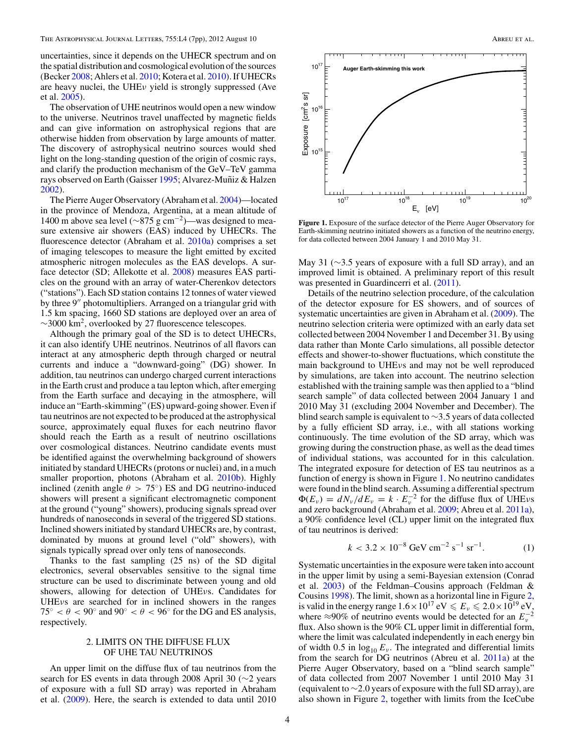uncertainties, since it depends on the UHECR spectrum and on the spatial distribution and cosmological evolution of the sources (Becker 2008; Ahlers et al. 2010; Kotera et al. 2010). If UHECRs are heavy nuclei, the UHE$\nu$ yield is strongly suppressed (Ave et al. 2005).

The observation of UHE neutrinos would open a new window to the universe. Neutrinos travel unaffected by magnetic fields and can give information on astrophysical regions that are otherwise hidden from observation by large amounts of matter. The discovery of astrophysical neutrino sources would shed light on the long-standing question of the origin of cosmic rays, and clarify the production mechanism of the GeV–TeV gamma rays observed on Earth (Gaisser 1995; Alvarez-Muñiz & Halzen 2002).

The Pierre Auger Observatory (Abraham et al. 2004)—located in the province of Mendoza, Argentina, at a mean altitude of 1400 m above sea level ($\sim$875 g cm$^{-2}$)—was designed to measure extensive air showers (EAS) induced by UHECRs. The fluorescence detector (Abraham et al. 2010a) comprises a set of imaging telescopes to measure the light emitted by excited atmospheric nitrogen molecules as the EAS develops. A surface detector (SD; Allekotte et al. 2008) measures EAS particles on the ground with an array of water-Cherenkov detectors ("stations"). Each SD station contains 12 tonnes of water viewed by three 9$''$ photomultipliers. Arranged on a triangular grid with 1.5 km spacing, 1660 SD stations are deployed over an area of $\sim$3000 km$^2$, overlooked by 27 fluorescence telescopes.

Although the primary goal of the SD is to detect UHECRs, it can also identify UHE neutrinos. Neutrinos of all flavors can interact at any atmospheric depth through charged or neutral currents and induce a "downward-going" (DG) shower. In addition, tau neutrinos can undergo charged current interactions in the Earth crust and produce a tau lepton which, after emerging from the Earth surface and decaying in the atmosphere, will induce an "Earth-skimming" (ES) upward-going shower. Even if tau neutrinos are not expected to be produced at the astrophysical source, approximately equal fluxes for each neutrino flavor should reach the Earth as a result of neutrino oscillations over cosmological distances. Neutrino candidate events must be identified against the overwhelming background of showers initiated by standard UHECRs (protons or nuclei) and, in a much smaller proportion, photons (Abraham et al. 2010b). Highly inclined (zenith angle $\theta > 75^\circ$) ES and DG neutrino-induced showers will present a significant electromagnetic component at the ground ("young" showers), producing signals spread over hundreds of nanoseconds in several of the triggered SD stations. Inclined showers initiated by standard UHECRs are, by contrast, dominated by muons at ground level ("old" showers), with signals typically spread over only tens of nanoseconds.

Thanks to the fast sampling (25 ns) of the SD digital electronics, several observables sensitive to the signal time structure can be used to discriminate between young and old showers, allowing for detection of UHE$\nu$s. Candidates for UHE$\nu$s are searched for in inclined showers in the ranges $75^\circ < \theta < 90^\circ$ and $90^\circ < \theta < 96^\circ$ for the DG and ES analysis, respectively.

## 2. LIMITS ON THE DIFFUSE FLUX OF UHE TAU NEUTRINOS

An upper limit on the diffuse flux of tau neutrinos from the search for ES events in data through 2008 April 30 ($\sim$2 years of exposure with a full SD array) was reported in Abraham et al. (2009). Here, the search is extended to data until 2010 May 31 ($\sim$3.5 years of exposure with a full SD array), and an improved limit is obtained. A preliminary report of this result was presented in Guardincerri et al. (2011).

**Figure 1.** Exposure of the surface detector of the Pierre Auger Observatory for Earth-skimming neutrino initiated showers as a function of the neutrino energy, for data collected between 2004 January 1 and 2010 May 31.

Details of the neutrino selection procedure, of the calculation of the detector exposure for ES showers, and of sources of systematic uncertainties are given in Abraham et al. (2009). The neutrino selection criteria were optimized with an early data set collected between 2004 November 1 and December 31. By using data rather than Monte Carlo simulations, all possible detector effects and shower-to-shower fluctuations, which constitute the main background to UHE$\nu$s and may not be well reproduced by simulations, are taken into account. The neutrino selection established with the training sample was then applied to a "blind search sample" of data collected between 2004 January 1 and 2010 May 31 (excluding 2004 November and December). The blind search sample is equivalent to $\sim$3.5 years of data collected by a fully efficient SD array, i.e., with all stations working continuously. The time evolution of the SD array, which was growing during the construction phase, as well as the dead times of individual stations, was accounted for in this calculation. The integrated exposure for detection of ES tau neutrinos as a function of energy is shown in Figure 1. No neutrino candidates were found in the blind search. Assuming a differential spectrum $\Phi(E_\nu) = dN_\nu/dE_\nu = k \cdot E_\nu^{-2}$ for the diffuse flux of UHE$\nu$s and zero background (Abraham et al. 2009; Abreu et al. 2011a), a 90% confidence level (CL) upper limit on the integrated flux of tau neutrinos is derived:

$$k < 3.2 \times 10^{-8}\ \text{GeV cm}^{-2}\ \text{s}^{-1}\ \text{sr}^{-1}. \quad (1)$$

Systematic uncertainties in the exposure were taken into account in the upper limit by using a semi-Bayesian extension (Conrad et al. 2003) of the Feldman–Cousins approach (Feldman & Cousins 1998). The limit, shown as a horizontal line in Figure 2, is valid in the energy range $1.6\times10^{17}$ eV $\leqslant E_\nu \leqslant 2.0\times10^{19}$ eV, where $\approx$90% of neutrino events would be detected for an $E_\nu^{-2}$ flux. Also shown is the 90% CL upper limit in differential form, where the limit was calculated independently in each energy bin of width 0.5 in $\log_{10} E_\nu$. The integrated and differential limits from the search for DG neutrinos (Abreu et al. 2011a) at the Pierre Auger Observatory, based on a "blind search sample" of data collected from 2007 November 1 until 2010 May 31 (equivalent to $\sim$2.0 years of exposure with the full SD array), are also shown in Figure 2, together with limits from the IceCube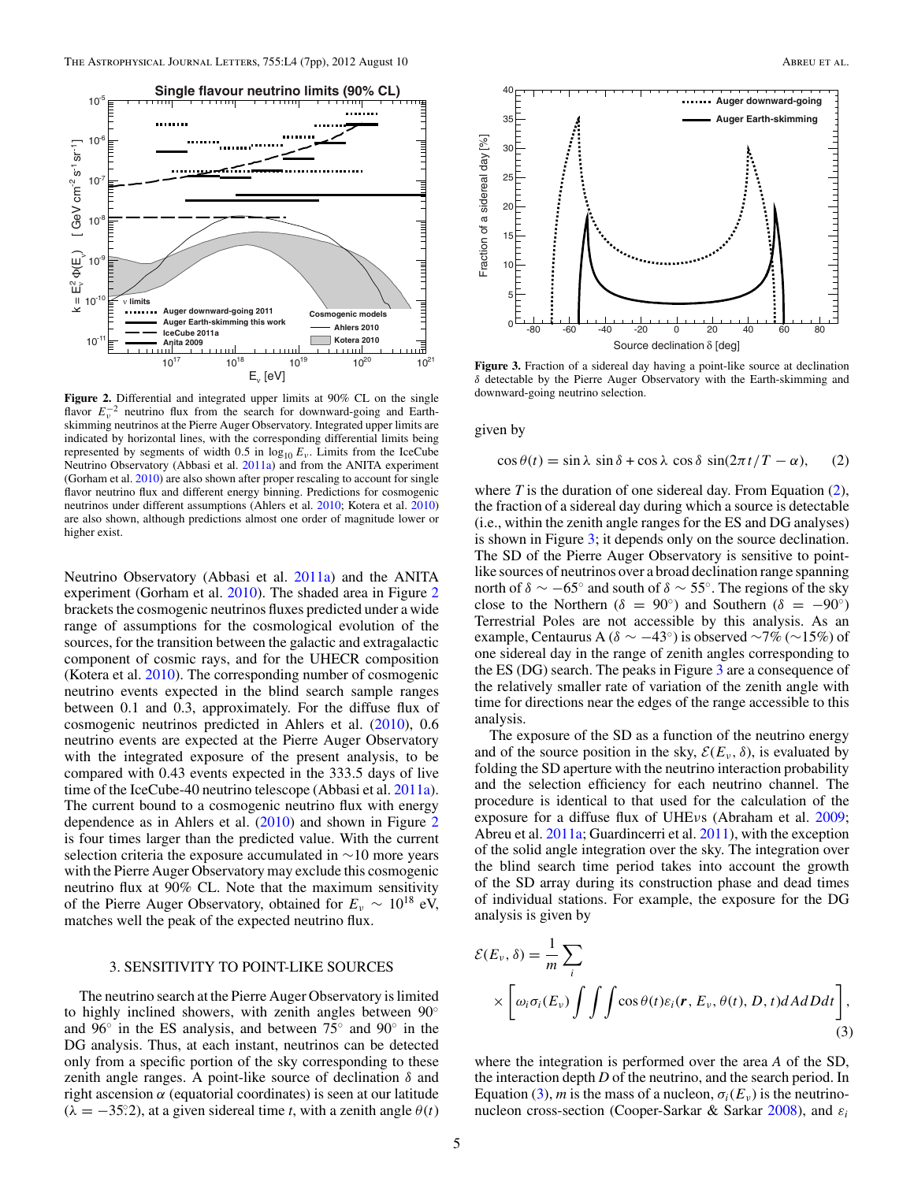**Figure 2.** Differential and integrated upper limits at 90% CL on the single flavor $E_\nu^{-2}$ neutrino flux from the search for downward-going and Earth-skimming neutrinos at the Pierre Auger Observatory. Integrated upper limits are indicated by horizontal lines, with the corresponding differential limits being represented by segments of width 0.5 in $\log_{10} E_\nu$. Limits from the IceCube Neutrino Observatory (Abbasi et al. 2011a) and from the ANITA experiment (Gorham et al. 2010) are also shown after proper rescaling to account for single flavor neutrino flux and different energy binning. Predictions for cosmogenic neutrinos under different assumptions (Ahlers et al. 2010; Kotera et al. 2010) are also shown, although predictions almost one order of magnitude lower or higher exist.

Neutrino Observatory (Abbasi et al. 2011a) and the ANITA experiment (Gorham et al. 2010). The shaded area in Figure 2 brackets the cosmogenic neutrinos fluxes predicted under a wide range of assumptions for the cosmological evolution of the sources, for the transition between the galactic and extragalactic component of cosmic rays, and for the UHECR composition (Kotera et al. 2010). The corresponding number of cosmogenic neutrino events expected in the blind search sample ranges between 0.1 and 0.3, approximately. For the diffuse flux of cosmogenic neutrinos predicted in Ahlers et al. (2010), 0.6 neutrino events are expected at the Pierre Auger Observatory with the integrated exposure of the present analysis, to be compared with 0.43 events expected in the 333.5 days of live time of the IceCube-40 neutrino telescope (Abbasi et al. 2011a). The current bound to a cosmogenic neutrino flux with energy dependence as in Ahlers et al. (2010) and shown in Figure 2 is four times larger than the predicted value. With the current selection criteria the exposure accumulated in ~10 more years with the Pierre Auger Observatory may exclude this cosmogenic neutrino flux at 90% CL. Note that the maximum sensitivity of the Pierre Auger Observatory, obtained for $E_\nu \sim 10^{18}$ eV, matches well the peak of the expected neutrino flux.

## 3. SENSITIVITY TO POINT-LIKE SOURCES

The neutrino search at the Pierre Auger Observatory is limited to highly inclined showers, with zenith angles between 90° and 96° in the ES analysis, and between 75° and 90° in the DG analysis. Thus, at each instant, neutrinos can be detected only from a specific portion of the sky corresponding to these zenith angle ranges. A point-like source of declination $\delta$ and right ascension $\alpha$ (equatorial coordinates) is seen at our latitude ($\lambda = -35.2°$), at a given sidereal time $t$, with a zenith angle $\theta(t)$

**Figure 3.** Fraction of a sidereal day having a point-like source at declination $\delta$ detectable by the Pierre Auger Observatory with the Earth-skimming and downward-going neutrino selection.

given by

$$\cos\theta(t) = \sin\lambda\,\sin\delta + \cos\lambda\,\cos\delta\,\sin(2\pi t/T - \alpha), \quad (2)$$

where $T$ is the duration of one sidereal day. From Equation (2), the fraction of a sidereal day during which a source is detectable (i.e., within the zenith angle ranges for the ES and DG analyses) is shown in Figure 3; it depends only on the source declination. The SD of the Pierre Auger Observatory is sensitive to point-like sources of neutrinos over a broad declination range spanning north of $\delta \sim -65°$ and south of $\delta \sim 55°$. The regions of the sky close to the Northern ($\delta = 90°$) and Southern ($\delta = -90°$) Terrestrial Poles are not accessible by this analysis. As an example, Centaurus A ($\delta \sim -43°$) is observed ~7% (~15%) of one sidereal day in the range of zenith angles corresponding to the ES (DG) search. The peaks in Figure 3 are a consequence of the relatively smaller rate of variation of the zenith angle with time for directions near the edges of the range accessible to this analysis.

The exposure of the SD as a function of the neutrino energy and of the source position in the sky, $\mathcal{E}(E_\nu, \delta)$, is evaluated by folding the SD aperture with the neutrino interaction probability and the selection efficiency for each neutrino channel. The procedure is identical to that used for the calculation of the exposure for a diffuse flux of UHE$\nu$s (Abraham et al. 2009; Abreu et al. 2011a; Guardincerri et al. 2011), with the exception of the solid angle integration over the sky. The integration over the blind search time period takes into account the growth of the SD array during its construction phase and dead times of individual stations. For example, the exposure for the DG analysis is given by

$$\mathcal{E}(E_\nu, \delta) = \frac{1}{m}\sum_i \left[\omega_i \sigma_i(E_\nu) \int\int\int \cos\theta(t)\varepsilon_i(\boldsymbol{r}, E_\nu, \theta(t), D, t)\,dA\,dD\,dt\right], \quad (3)$$

where the integration is performed over the area $A$ of the SD, the interaction depth $D$ of the neutrino, and the search period. In Equation (3), $m$ is the mass of a nucleon, $\sigma_i(E_\nu)$ is the neutrino-nucleon cross-section (Cooper-Sarkar & Sarkar 2008), and $\varepsilon_i$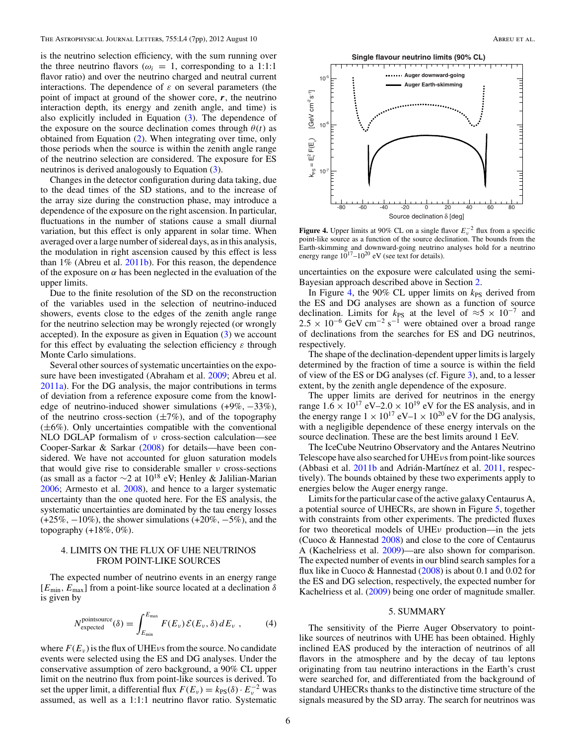is the neutrino selection efficiency, with the sum running over the three neutrino flavors ($\omega_i = 1$, corresponding to a 1:1:1 flavor ratio) and over the neutrino charged and neutral current interactions. The dependence of $\varepsilon$ on several parameters (the point of impact at ground of the shower core, $\boldsymbol{r}$, the neutrino interaction depth, its energy and zenith angle, and time) is also explicitly included in Equation (3). The dependence of the exposure on the source declination comes through $\theta(t)$ as obtained from Equation (2). When integrating over time, only those periods when the source is within the zenith angle range of the neutrino selection are considered. The exposure for ES neutrinos is derived analogously to Equation (3).

Changes in the detector configuration during data taking, due to the dead times of the SD stations, and to the increase of the array size during the construction phase, may introduce a dependence of the exposure on the right ascension. In particular, fluctuations in the number of stations cause a small diurnal variation, but this effect is only apparent in solar time. When averaged over a large number of sidereal days, as in this analysis, the modulation in right ascension caused by this effect is less than 1% (Abreu et al. 2011b). For this reason, the dependence of the exposure on $\alpha$ has been neglected in the evaluation of the upper limits.

Due to the finite resolution of the SD on the reconstruction of the variables used in the selection of neutrino-induced showers, events close to the edges of the zenith angle range for the neutrino selection may be wrongly rejected (or wrongly accepted). In the exposure as given in Equation (3) we account for this effect by evaluating the selection efficiency $\varepsilon$ through Monte Carlo simulations.

Several other sources of systematic uncertainties on the exposure have been investigated (Abraham et al. 2009; Abreu et al. 2011a). For the DG analysis, the major contributions in terms of deviation from a reference exposure come from the knowledge of neutrino-induced shower simulations (+9%, −33%), of the neutrino cross-section (±7%), and of the topography (±6%). Only uncertainties compatible with the conventional NLO DGLAP formalism of $\nu$ cross-section calculation—see Cooper-Sarkar & Sarkar (2008) for details—have been considered. We have not accounted for gluon saturation models that would give rise to considerable smaller $\nu$ cross-sections (as small as a factor $\sim$2 at $10^{18}$ eV; Henley & Jalilian-Marian 2006; Armesto et al. 2008), and hence to a larger systematic uncertainty than the one quoted here. For the ES analysis, the systematic uncertainties are dominated by the tau energy losses (+25%, −10%), the shower simulations (+20%, −5%), and the topography (+18%, 0%).

## 4. LIMITS ON THE FLUX OF UHE NEUTRINOS FROM POINT-LIKE SOURCES

The expected number of neutrino events in an energy range $[E_{\rm min}, E_{\rm max}]$ from a point-like source located at a declination $\delta$ is given by

$$N_{\rm expected}^{\rm pointsource}(\delta) = \int_{E_{\rm min}}^{E_{\rm max}} F(E_\nu)\,\mathcal{E}(E_\nu, \delta)\,dE_\nu \;, \qquad (4)$$

where $F(E_\nu)$ is the flux of UHE$\nu$s from the source. No candidate events were selected using the ES and DG analyses. Under the conservative assumption of zero background, a 90% CL upper limit on the neutrino flux from point-like sources is derived. To set the upper limit, a differential flux $F(E_\nu) = k_{\rm PS}(\delta) \cdot E_\nu^{-2}$ was assumed, as well as a 1:1:1 neutrino flavor ratio. Systematic uncertainties on the exposure were calculated using the semi-Bayesian approach described above in Section 2.

**Figure 4.** Upper limits at 90% CL on a single flavor $E_\nu^{-2}$ flux from a specific point-like source as a function of the source declination. The bounds from the Earth-skimming and downward-going neutrino analyses hold for a neutrino energy range $10^{17}$–$10^{20}$ eV (see text for details).

In Figure 4, the 90% CL upper limits on $k_{\rm PS}$ derived from the ES and DG analyses are shown as a function of source declination. Limits for $k_{\rm PS}$ at the level of $\approx 5 \times 10^{-7}$ and $2.5 \times 10^{-6}$ GeV cm$^{-2}$ s$^{-1}$ were obtained over a broad range of declinations from the searches for ES and DG neutrinos, respectively.

The shape of the declination-dependent upper limits is largely determined by the fraction of time a source is within the field of view of the ES or DG analyses (cf. Figure 3), and, to a lesser extent, by the zenith angle dependence of the exposure.

The upper limits are derived for neutrinos in the energy range $1.6 \times 10^{17}$ eV–$2.0 \times 10^{19}$ eV for the ES analysis, and in the energy range $1 \times 10^{17}$ eV–$1 \times 10^{20}$ eV for the DG analysis, with a negligible dependence of these energy intervals on the source declination. These are the best limits around 1 EeV.

The IceCube Neutrino Observatory and the Antares Neutrino Telescope have also searched for UHE$\nu$s from point-like sources (Abbasi et al. 2011b and Adrián-Martínez et al. 2011, respectively). The bounds obtained by these two experiments apply to energies below the Auger energy range.

Limits for the particular case of the active galaxy Centaurus A, a potential source of UHECRs, are shown in Figure 5, together with constraints from other experiments. The predicted fluxes for two theoretical models of UHE$\nu$ production—in the jets (Cuoco & Hannestad 2008) and close to the core of Centaurus A (Kachelriess et al. 2009)—are also shown for comparison. The expected number of events in our blind search samples for a flux like in Cuoco & Hannestad (2008) is about 0.1 and 0.02 for the ES and DG selection, respectively, the expected number for Kachelriess et al. (2009) being one order of magnitude smaller.

## 5. SUMMARY

The sensitivity of the Pierre Auger Observatory to point-like sources of neutrinos with UHE has been obtained. Highly inclined EAS produced by the interaction of neutrinos of all flavors in the atmosphere and by the decay of tau leptons originating from tau neutrino interactions in the Earth's crust were searched for, and differentiated from the background of standard UHECRs thanks to the distinctive time structure of the signals measured by the SD array. The search for neutrinos was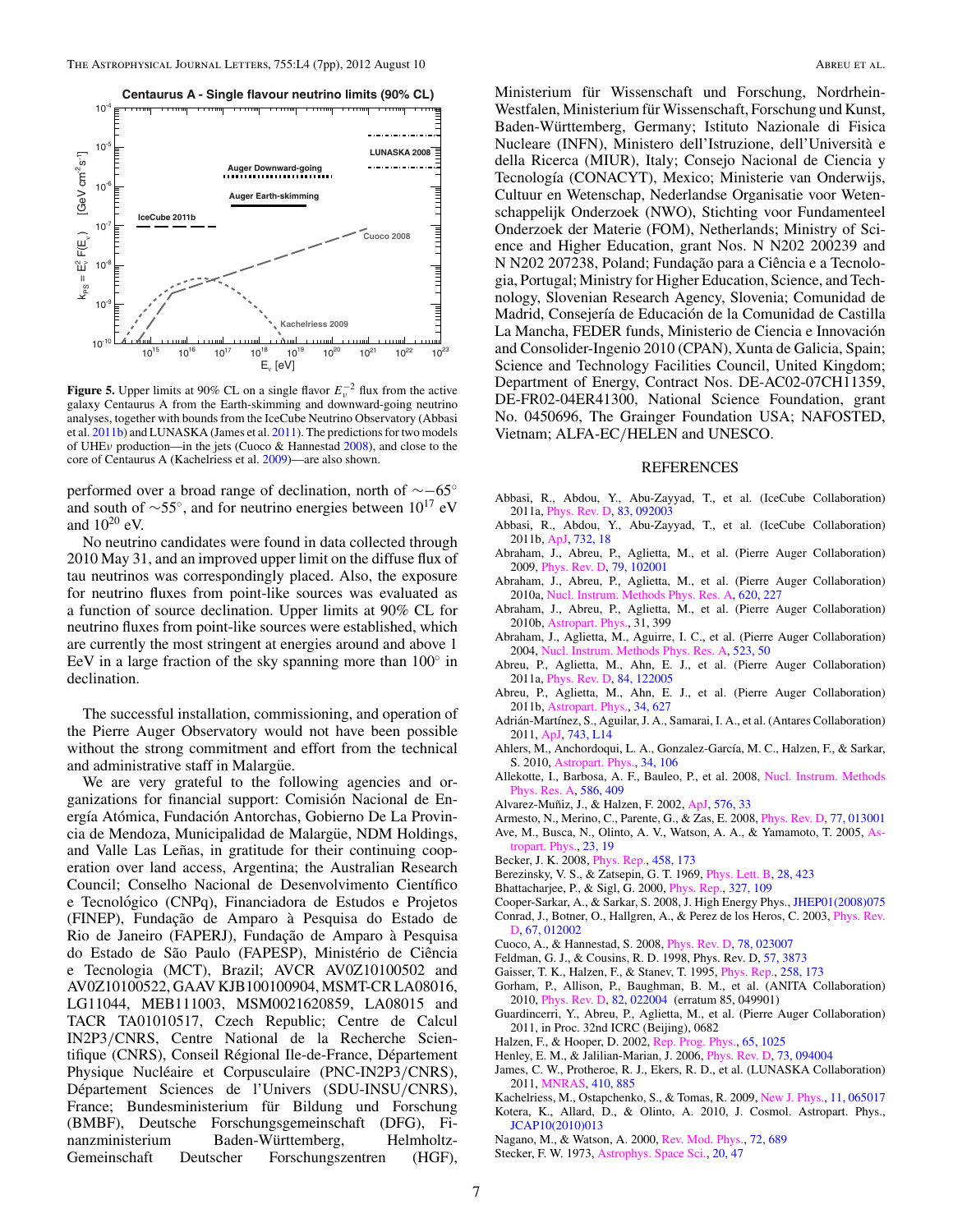Centaurus A - Single flavour neutrino limits (90% CL)

$k_{PS} = E_\nu^2 F(E_\nu)$ [GeV cm$^{-2}$ s$^{-1}$]

$E_\nu$ [eV]

LUNASKA 2008

Auger Downward-going

Auger Earth-skimming

IceCube 2011b

Cuoco 2008

Kachelriess 2009

**Figure 5.** Upper limits at 90% CL on a single flavor $E_\nu^{-2}$ flux from the active galaxy Centaurus A from the Earth-skimming and downward-going neutrino analyses, together with bounds from the IceCube Neutrino Observatory (Abbasi et al. 2011b) and LUNASKA (James et al. 2011). The predictions for two models of UHE$\nu$ production—in the jets (Cuoco & Hannestad 2008), and close to the core of Centaurus A (Kachelriess et al. 2009)—are also shown.

performed over a broad range of declination, north of $\sim -65^\circ$ and south of $\sim 55^\circ$, and for neutrino energies between $10^{17}$ eV and $10^{20}$ eV.

No neutrino candidates were found in data collected through 2010 May 31, and an improved upper limit on the diffuse flux of tau neutrinos was correspondingly placed. Also, the exposure for neutrino fluxes from point-like sources was evaluated as a function of source declination. Upper limits at 90% CL for neutrino fluxes from point-like sources were established, which are currently the most stringent at energies around and above 1 EeV in a large fraction of the sky spanning more than $100^\circ$ in declination.

The successful installation, commissioning, and operation of the Pierre Auger Observatory would not have been possible without the strong commitment and effort from the technical and administrative staff in Malargüe.

We are very grateful to the following agencies and organizations for financial support: Comisión Nacional de Energía Atómica, Fundación Antorchas, Gobierno De La Provincia de Mendoza, Municipalidad de Malargüe, NDM Holdings, and Valle Las Leñas, in gratitude for their continuing cooperation over land access, Argentina; the Australian Research Council; Conselho Nacional de Desenvolvimento Científico e Tecnológico (CNPq), Financiadora de Estudos e Projetos (FINEP), Fundação de Amparo à Pesquisa do Estado de Rio de Janeiro (FAPERJ), Fundação de Amparo à Pesquisa do Estado de São Paulo (FAPESP), Ministério de Ciência e Tecnologia (MCT), Brazil; AVCR AV0Z10100502 and AV0Z10100522, GAAV KJB100100904, MSMT-CR LA08016, LG11044, MEB111003, MSM0021620859, LA08015 and TACR TA01010517, Czech Republic; Centre de Calcul IN2P3/CNRS, Centre National de la Recherche Scientifique (CNRS), Conseil Régional Ile-de-France, Département Physique Nucléaire et Corpusculaire (PNC-IN2P3/CNRS), Département Sciences de l'Univers (SDU-INSU/CNRS), France; Bundesministerium für Bildung und Forschung (BMBF), Deutsche Forschungsgemeinschaft (DFG), Finanzministerium Baden-Württemberg, Helmholtz-Gemeinschaft Deutscher Forschungszentren (HGF), Ministerium für Wissenschaft und Forschung, Nordrhein-Westfalen, Ministerium für Wissenschaft, Forschung und Kunst, Baden-Württemberg, Germany; Istituto Nazionale di Fisica Nucleare (INFN), Ministero dell'Istruzione, dell'Università e della Ricerca (MIUR), Italy; Consejo Nacional de Ciencia y Tecnología (CONACYT), Mexico; Ministerie van Onderwijs, Cultuur en Wetenschap, Nederlandse Organisatie voor Wetenschappelijk Onderzoek (NWO), Stichting voor Fundamenteel Onderzoek der Materie (FOM), Netherlands; Ministry of Science and Higher Education, grant Nos. N N202 200239 and N N202 207238, Poland; Fundação para a Ciência e a Tecnologia, Portugal; Ministry for Higher Education, Science, and Technology, Slovenian Research Agency, Slovenia; Comunidad de Madrid, Consejería de Educación de la Comunidad de Castilla La Mancha, FEDER funds, Ministerio de Ciencia e Innovación and Consolider-Ingenio 2010 (CPAN), Xunta de Galicia, Spain; Science and Technology Facilities Council, United Kingdom; Department of Energy, Contract Nos. DE-AC02-07CH11359, DE-FR02-04ER41300, National Science Foundation, grant No. 0450696, The Grainger Foundation USA; NAFOSTED, Vietnam; ALFA-EC/HELEN and UNESCO.

## REFERENCES

Abbasi, R., Abdou, Y., Abu-Zayyad, T., et al. (IceCube Collaboration) 2011a, Phys. Rev. D, 83, 092003

Abbasi, R., Abdou, Y., Abu-Zayyad, T., et al. (IceCube Collaboration) 2011b, ApJ, 732, 18

Abraham, J., Abreu, P., Aglietta, M., et al. (Pierre Auger Collaboration) 2009, Phys. Rev. D, 79, 102001

Abraham, J., Abreu, P., Aglietta, M., et al. (Pierre Auger Collaboration) 2010a, Nucl. Instrum. Methods Phys. Res. A, 620, 227

Abraham, J., Abreu, P., Aglietta, M., et al. (Pierre Auger Collaboration) 2010b, Astropart. Phys., 31, 399

Abraham, J., Aglietta, M., Aguirre, I. C., et al. (Pierre Auger Collaboration) 2004, Nucl. Instrum. Methods Phys. Res. A, 523, 50

Abreu, P., Aglietta, M., Ahn, E. J., et al. (Pierre Auger Collaboration) 2011a, Phys. Rev. D, 84, 122005

Abreu, P., Aglietta, M., Ahn, E. J., et al. (Pierre Auger Collaboration) 2011b, Astropart. Phys., 34, 627

Adrián-Martínez, S., Aguilar, J. A., Samarai, I. A., et al. (Antares Collaboration) 2011, ApJ, 743, L14

Ahlers, M., Anchordoqui, L. A., Gonzalez-García, M. C., Halzen, F., & Sarkar, S. 2010, Astropart. Phys., 34, 106

Allekotte, I., Barbosa, A. F., Bauleo, P., et al. 2008, Nucl. Instrum. Methods Phys. Res. A, 586, 409

Alvarez-Muñiz, J., & Halzen, F. 2002, ApJ, 576, 33

Armesto, N., Merino, C., Parente, G., & Zas, E. 2008, Phys. Rev. D, 77, 013001

Ave, M., Busca, N., Olinto, A. V., Watson, A. A., & Yamamoto, T. 2005, Astropart. Phys., 23, 19

Becker, J. K. 2008, Phys. Rep., 458, 173

Berezinsky, V. S., & Zatsepin, G. T. 1969, Phys. Lett. B, 28, 423

Bhattacharjee, P., & Sigl, G. 2000, Phys. Rep., 327, 109

Cooper-Sarkar, A., & Sarkar, S. 2008, J. High Energy Phys., JHEP01(2008)075

Conrad, J., Botner, O., Hallgren, A., & Perez de los Heros, C. 2003, Phys. Rev. D, 67, 012002

Cuoco, A., & Hannestad, S. 2008, Phys. Rev. D, 78, 023007

Feldman, G. J., & Cousins, R. D. 1998, Phys. Rev. D, 57, 3873

Gaisser, T. K., Halzen, F., & Stanev, T. 1995, Phys. Rep., 258, 173

Gorham, P., Allison, P., Baughman, B. M., et al. (ANITA Collaboration) 2010, Phys. Rev. D, 82, 022004 (erratum 85, 049901)

Guardincerri, Y., Abreu, P., Aglietta, M., et al. (Pierre Auger Collaboration) 2011, in Proc. 32nd ICRC (Beijing), 0682

Halzen, F., & Hooper, D. 2002, Rep. Prog. Phys., 65, 1025

Henley, E. M., & Jalilian-Marian, J. 2006, Phys. Rev. D, 73, 094004

James, C. W., Protheroe, R. J., Ekers, R. D., et al. (LUNASKA Collaboration) 2011, MNRAS, 410, 885

Kachelriess, M., Ostapchenko, S., & Tomas, R. 2009, New J. Phys., 11, 065017

Kotera, K., Allard, D., & Olinto, A. 2010, J. Cosmol. Astropart. Phys., JCAP10(2010)013

Nagano, M., & Watson, A. 2000, Rev. Mod. Phys., 72, 689

Stecker, F. W. 1973, Astrophys. Space Sci., 20, 47